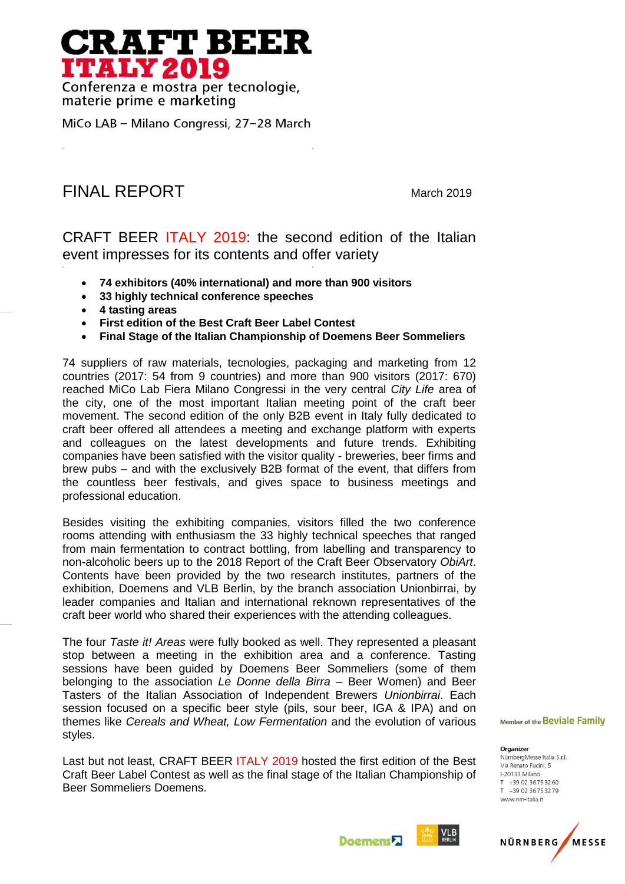# CRAFT BEER ITALY 2019

Conferenza e mostra per tecnologie, materie prime e marketing

MiCo LAB – Milano Congressi, 27–28 March

## FINAL REPORT

March 2019

### CRAFT BEER ITALY 2019: the second edition of the Italian event impresses for its contents and offer variety

- **74 exhibitors (40% international) and more than 900 visitors**
- **33 highly technical conference speeches**
- **4 tasting areas**
- **First edition of the Best Craft Beer Label Contest**
- **Final Stage of the Italian Championship of Doemens Beer Sommeliers**

74 suppliers of raw materials, tecnologies, packaging and marketing from 12 countries (2017: 54 from 9 countries) and more than 900 visitors (2017: 670) reached MiCo Lab Fiera Milano Congressi in the very central *City Life* area of the city, one of the most important Italian meeting point of the craft beer movement. The second edition of the only B2B event in Italy fully dedicated to craft beer offered all attendees a meeting and exchange platform with experts and colleagues on the latest developments and future trends. Exhibiting companies have been satisfied with the visitor quality - breweries, beer firms and brew pubs – and with the exclusively B2B format of the event, that differs from the countless beer festivals, and gives space to business meetings and professional education.

Besides visiting the exhibiting companies, visitors filled the two conference rooms attending with enthusiasm the 33 highly technical speeches that ranged from main fermentation to contract bottling, from labelling and transparency to non-alcoholic beers up to the 2018 Report of the Craft Beer Observatory *ObiArt*. Contents have been provided by the two research institutes, partners of the exhibition, Doemens and VLB Berlin, by the branch association Unionbirrai, by leader companies and Italian and international reknown representatives of the craft beer world who shared their experiences with the attending colleagues.

The four *Taste it! Areas* were fully booked as well. They represented a pleasant stop between a meeting in the exhibition area and a conference. Tasting sessions have been guided by Doemens Beer Sommeliers (some of them belonging to the association *Le Donne della Birra* – Beer Women) and Beer Tasters of the Italian Association of Independent Brewers *Unionbirrai*. Each session focused on a specific beer style (pils, sour beer, IGA & IPA) and on themes like *Cereals and Wheat, Low Fermentation* and the evolution of various styles.

Last but not least, CRAFT BEER ITALY 2019 hosted the first edition of the Best Craft Beer Label Contest as well as the final stage of the Italian Championship of Beer Sommeliers Doemens.

Member of the Beviale Family

**Organizer**
NürnbergMesse Italia S.r.l.
Via Renato Fucini, 5
I-20133 Milano
T +39 02 3675 32 60
T +39 02 3675 32 79
www.nm-italia.it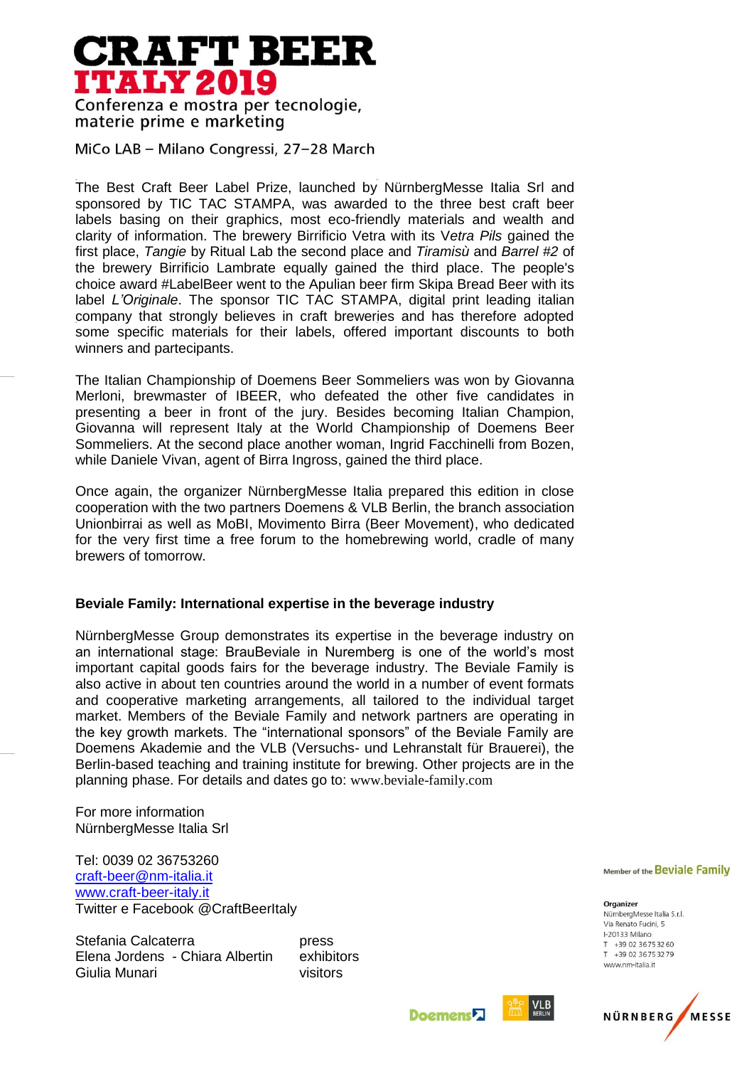# CRAFT BEER ITALY 2019

Conferenza e mostra per tecnologie, materie prime e marketing

MiCo LAB – Milano Congressi, 27–28 March

The Best Craft Beer Label Prize, launched by NürnbergMesse Italia Srl and sponsored by TIC TAC STAMPA, was awarded to the three best craft beer labels basing on their graphics, most eco-friendly materials and wealth and clarity of information. The brewery Birrificio Vetra with its V*etra Pils* gained the first place, *Tangie* by Ritual Lab the second place and *Tiramisù* and *Barrel #2* of the brewery Birrificio Lambrate equally gained the third place. The people's choice award #LabelBeer went to the Apulian beer firm Skipa Bread Beer with its label *L'Originale*. The sponsor TIC TAC STAMPA, digital print leading italian company that strongly believes in craft breweries and has therefore adopted some specific materials for their labels, offered important discounts to both winners and partecipants.

The Italian Championship of Doemens Beer Sommeliers was won by Giovanna Merloni, brewmaster of IBEER, who defeated the other five candidates in presenting a beer in front of the jury. Besides becoming Italian Champion, Giovanna will represent Italy at the World Championship of Doemens Beer Sommeliers. At the second place another woman, Ingrid Facchinelli from Bozen, while Daniele Vivan, agent of Birra Ingross, gained the third place.

Once again, the organizer NürnbergMesse Italia prepared this edition in close cooperation with the two partners Doemens & VLB Berlin, the branch association Unionbirrai as well as MoBI, Movimento Birra (Beer Movement), who dedicated for the very first time a free forum to the homebrewing world, cradle of many brewers of tomorrow.

**Beviale Family: International expertise in the beverage industry**

NürnbergMesse Group demonstrates its expertise in the beverage industry on an international stage: BrauBeviale in Nuremberg is one of the world's most important capital goods fairs for the beverage industry. The Beviale Family is also active in about ten countries around the world in a number of event formats and cooperative marketing arrangements, all tailored to the individual target market. Members of the Beviale Family and network partners are operating in the key growth markets. The "international sponsors" of the Beviale Family are Doemens Akademie and the VLB (Versuchs- und Lehranstalt für Brauerei), the Berlin-based teaching and training institute for brewing. Other projects are in the planning phase. For details and dates go to: www.beviale-family.com

For more information
NürnbergMesse Italia Srl

Tel: 0039 02 36753260
craft-beer@nm-italia.it
www.craft-beer-italy.it
Twitter e Facebook @CraftBeerItaly

| | |
|---|---|
| Stefania Calcaterra | press |
| Elena Jordens - Chiara Albertin | exhibitors |
| Giulia Munari | visitors |

Member of the Beviale Family

**Organizer**
NürnbergMesse Italia S.r.l.
Via Renato Fucini, 5
I-20133 Milano
T +39 02 3675 32 60
T +39 02 3675 32 79
www.nm-italia.it

Doemens · VLB BERLIN · NÜRNBERG MESSE